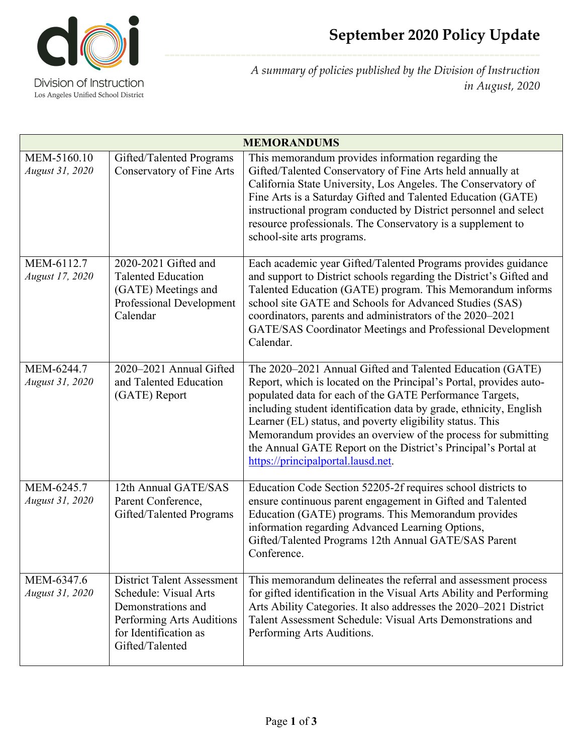Division of Instruction
Los Angeles Unified School District

# September 2020 Policy Update

*A summary of policies published by the Division of Instruction in August, 2020*

| MEMORANDUMS | | |
|---|---|---|
| MEM-5160.10<br>*August 31, 2020* | Gifted/Talented Programs Conservatory of Fine Arts | This memorandum provides information regarding the Gifted/Talented Conservatory of Fine Arts held annually at California State University, Los Angeles. The Conservatory of Fine Arts is a Saturday Gifted and Talented Education (GATE) instructional program conducted by District personnel and select resource professionals. The Conservatory is a supplement to school-site arts programs. |
| MEM-6112.7<br>*August 17, 2020* | 2020-2021 Gifted and Talented Education (GATE) Meetings and Professional Development Calendar | Each academic year Gifted/Talented Programs provides guidance and support to District schools regarding the District's Gifted and Talented Education (GATE) program. This Memorandum informs school site GATE and Schools for Advanced Studies (SAS) coordinators, parents and administrators of the 2020–2021 GATE/SAS Coordinator Meetings and Professional Development Calendar. |
| MEM-6244.7<br>*August 31, 2020* | 2020–2021 Annual Gifted and Talented Education (GATE) Report | The 2020–2021 Annual Gifted and Talented Education (GATE) Report, which is located on the Principal's Portal, provides auto-populated data for each of the GATE Performance Targets, including student identification data by grade, ethnicity, English Learner (EL) status, and poverty eligibility status. This Memorandum provides an overview of the process for submitting the Annual GATE Report on the District's Principal's Portal at https://principalportal.lausd.net. |
| MEM-6245.7<br>*August 31, 2020* | 12th Annual GATE/SAS Parent Conference, Gifted/Talented Programs | Education Code Section 52205-2f requires school districts to ensure continuous parent engagement in Gifted and Talented Education (GATE) programs. This Memorandum provides information regarding Advanced Learning Options, Gifted/Talented Programs 12th Annual GATE/SAS Parent Conference. |
| MEM-6347.6<br>*August 31, 2020* | District Talent Assessment Schedule: Visual Arts Demonstrations and Performing Arts Auditions for Identification as Gifted/Talented | This memorandum delineates the referral and assessment process for gifted identification in the Visual Arts Ability and Performing Arts Ability Categories. It also addresses the 2020–2021 District Talent Assessment Schedule: Visual Arts Demonstrations and Performing Arts Auditions. |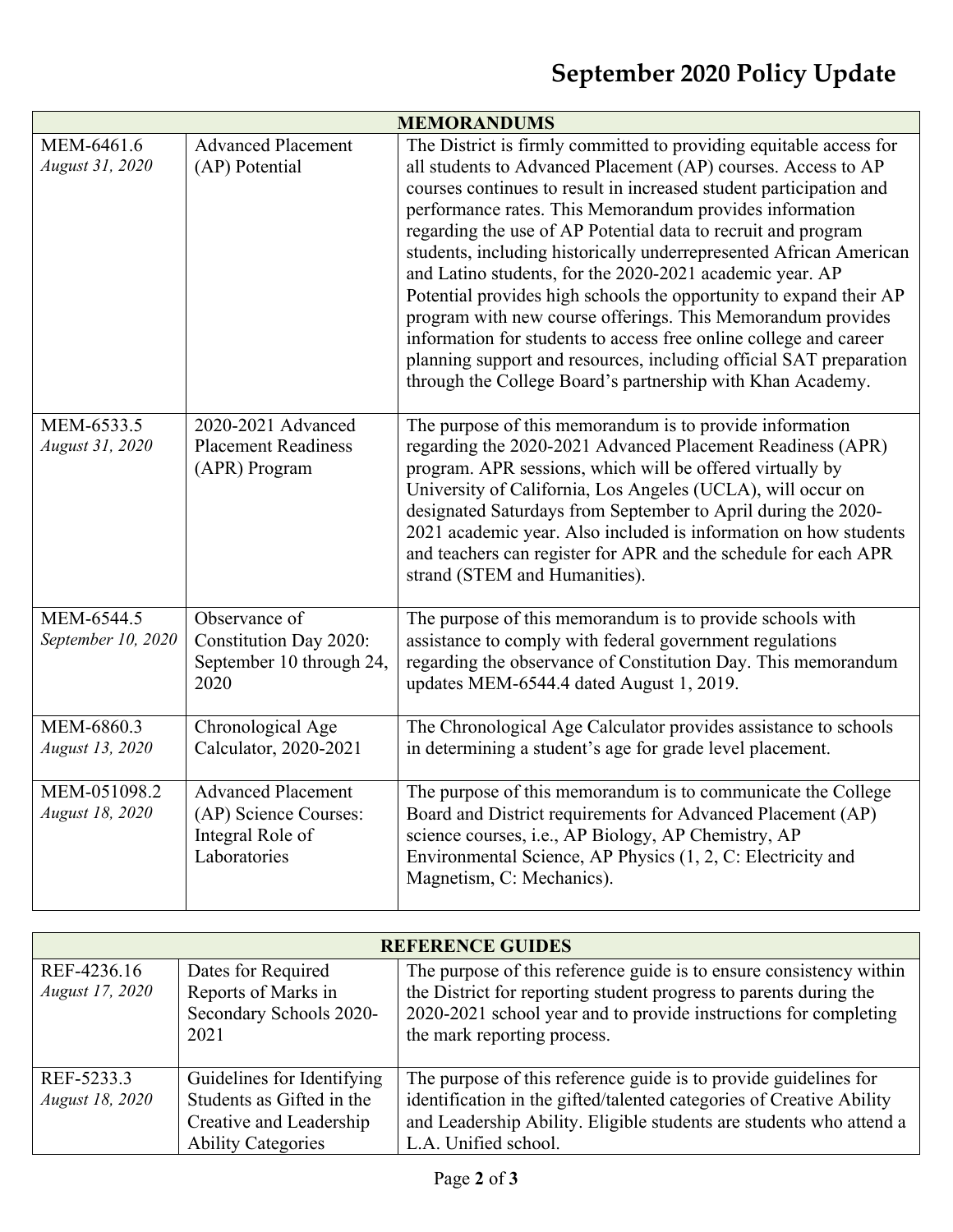| MEMORANDUMS | | |
|---|---|---|
| MEM-6461.6<br>*August 31, 2020* | Advanced Placement (AP) Potential | The District is firmly committed to providing equitable access for all students to Advanced Placement (AP) courses. Access to AP courses continues to result in increased student participation and performance rates. This Memorandum provides information regarding the use of AP Potential data to recruit and program students, including historically underrepresented African American and Latino students, for the 2020-2021 academic year. AP Potential provides high schools the opportunity to expand their AP program with new course offerings. This Memorandum provides information for students to access free online college and career planning support and resources, including official SAT preparation through the College Board's partnership with Khan Academy. |
| MEM-6533.5<br>*August 31, 2020* | 2020-2021 Advanced Placement Readiness (APR) Program | The purpose of this memorandum is to provide information regarding the 2020-2021 Advanced Placement Readiness (APR) program. APR sessions, which will be offered virtually by University of California, Los Angeles (UCLA), will occur on designated Saturdays from September to April during the 2020-2021 academic year. Also included is information on how students and teachers can register for APR and the schedule for each APR strand (STEM and Humanities). |
| MEM-6544.5<br>*September 10, 2020* | Observance of Constitution Day 2020: September 10 through 24, 2020 | The purpose of this memorandum is to provide schools with assistance to comply with federal government regulations regarding the observance of Constitution Day. This memorandum updates MEM-6544.4 dated August 1, 2019. |
| MEM-6860.3<br>*August 13, 2020* | Chronological Age Calculator, 2020-2021 | The Chronological Age Calculator provides assistance to schools in determining a student's age for grade level placement. |
| MEM-051098.2<br>*August 18, 2020* | Advanced Placement (AP) Science Courses: Integral Role of Laboratories | The purpose of this memorandum is to communicate the College Board and District requirements for Advanced Placement (AP) science courses, i.e., AP Biology, AP Chemistry, AP Environmental Science, AP Physics (1, 2, C: Electricity and Magnetism, C: Mechanics). |

| REFERENCE GUIDES | | |
|---|---|---|
| REF-4236.16<br>*August 17, 2020* | Dates for Required Reports of Marks in Secondary Schools 2020-2021 | The purpose of this reference guide is to ensure consistency within the District for reporting student progress to parents during the 2020-2021 school year and to provide instructions for completing the mark reporting process. |
| REF-5233.3<br>*August 18, 2020* | Guidelines for Identifying Students as Gifted in the Creative and Leadership Ability Categories | The purpose of this reference guide is to provide guidelines for identification in the gifted/talented categories of Creative Ability and Leadership Ability. Eligible students are students who attend a L.A. Unified school. |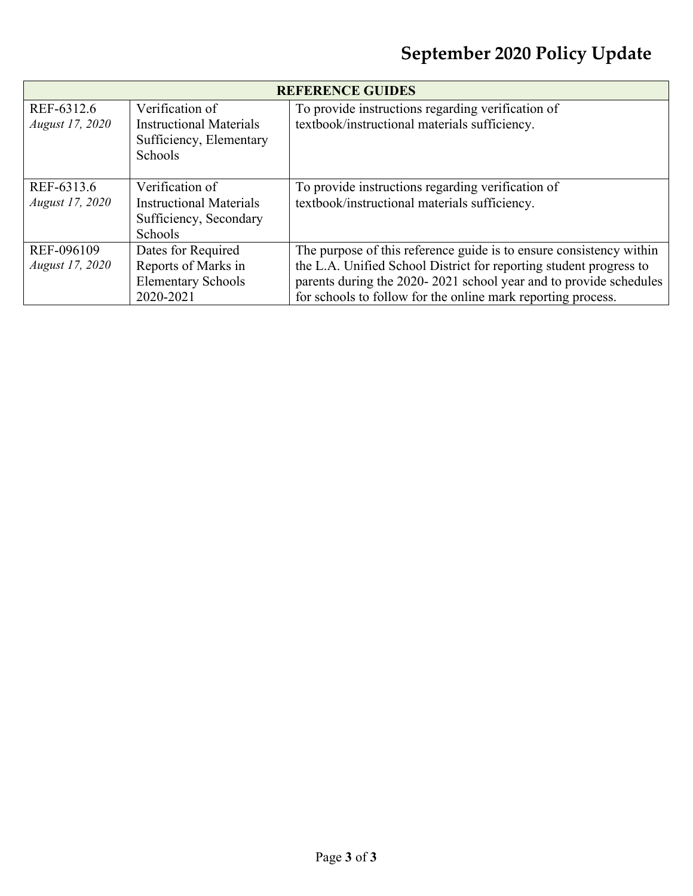| REFERENCE GUIDES | | |
|---|---|---|
| REF-6312.6 *August 17, 2020* | Verification of Instructional Materials Sufficiency, Elementary Schools | To provide instructions regarding verification of textbook/instructional materials sufficiency. |
| REF-6313.6 *August 17, 2020* | Verification of Instructional Materials Sufficiency, Secondary Schools | To provide instructions regarding verification of textbook/instructional materials sufficiency. |
| REF-096109 *August 17, 2020* | Dates for Required Reports of Marks in Elementary Schools 2020-2021 | The purpose of this reference guide is to ensure consistency within the L.A. Unified School District for reporting student progress to parents during the 2020- 2021 school year and to provide schedules for schools to follow for the online mark reporting process. |